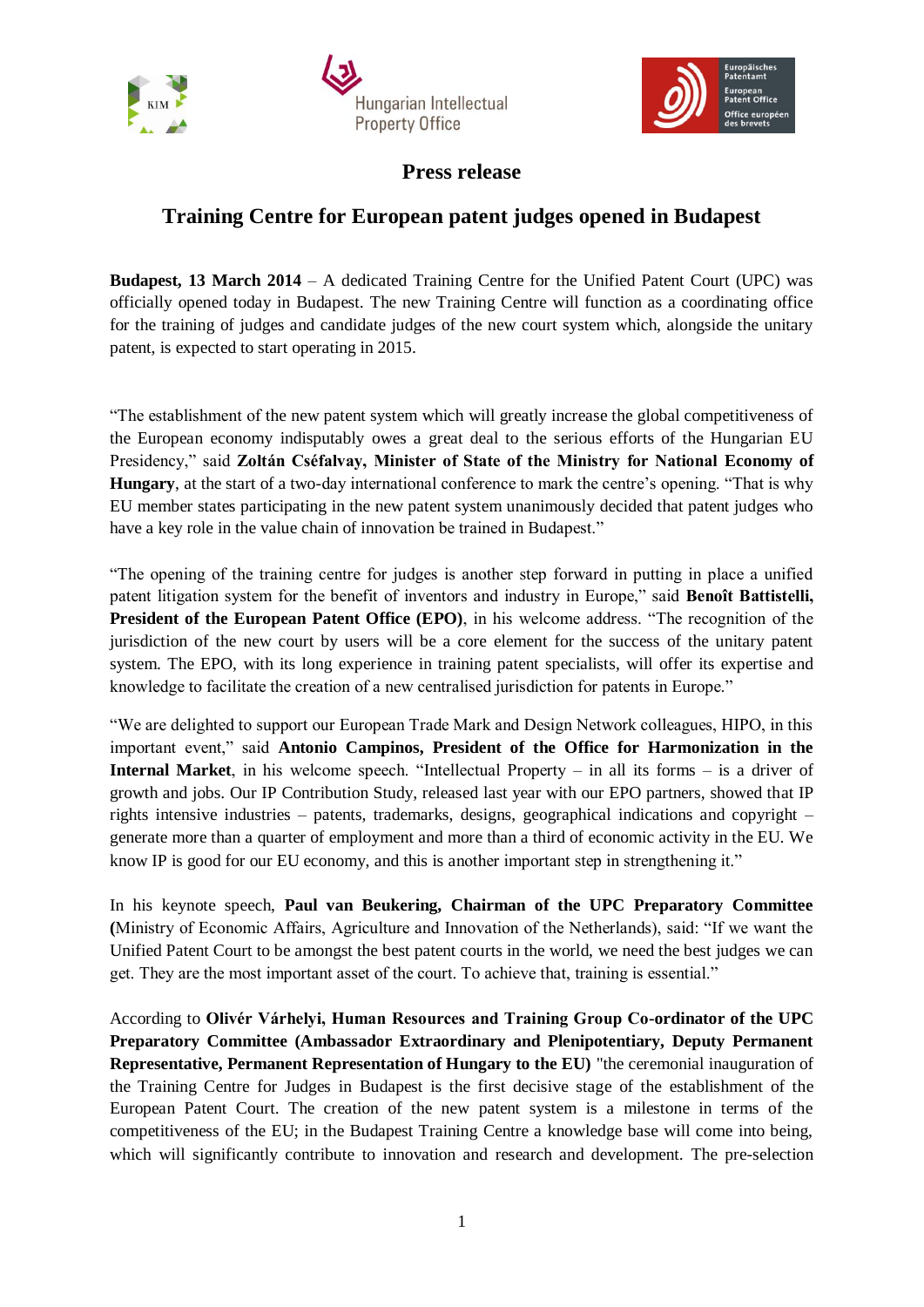# Press release

## Training Centre for European patent judges opened in Budapest

**Budapest, 13 March 2014** – A dedicated Training Centre for the Unified Patent Court (UPC) was officially opened today in Budapest. The new Training Centre will function as a coordinating office for the training of judges and candidate judges of the new court system which, alongside the unitary patent, is expected to start operating in 2015.

"The establishment of the new patent system which will greatly increase the global competitiveness of the European economy indisputably owes a great deal to the serious efforts of the Hungarian EU Presidency," said **Zoltán Cséfalvay, Minister of State of the Ministry for National Economy of Hungary**, at the start of a two-day international conference to mark the centre's opening. "That is why EU member states participating in the new patent system unanimously decided that patent judges who have a key role in the value chain of innovation be trained in Budapest."

"The opening of the training centre for judges is another step forward in putting in place a unified patent litigation system for the benefit of inventors and industry in Europe," said **Benoît Battistelli, President of the European Patent Office (EPO)**, in his welcome address. "The recognition of the jurisdiction of the new court by users will be a core element for the success of the unitary patent system. The EPO, with its long experience in training patent specialists, will offer its expertise and knowledge to facilitate the creation of a new centralised jurisdiction for patents in Europe."

"We are delighted to support our European Trade Mark and Design Network colleagues, HIPO, in this important event," said **Antonio Campinos, President of the Office for Harmonization in the Internal Market**, in his welcome speech. "Intellectual Property – in all its forms – is a driver of growth and jobs. Our IP Contribution Study, released last year with our EPO partners, showed that IP rights intensive industries – patents, trademarks, designs, geographical indications and copyright – generate more than a quarter of employment and more than a third of economic activity in the EU. We know IP is good for our EU economy, and this is another important step in strengthening it."

In his keynote speech, **Paul van Beukering, Chairman of the UPC Preparatory Committee (**Ministry of Economic Affairs, Agriculture and Innovation of the Netherlands), said: "If we want the Unified Patent Court to be amongst the best patent courts in the world, we need the best judges we can get. They are the most important asset of the court. To achieve that, training is essential."

According to **Olivér Várhelyi, Human Resources and Training Group Co-ordinator of the UPC Preparatory Committee (Ambassador Extraordinary and Plenipotentiary, Deputy Permanent Representative, Permanent Representation of Hungary to the EU)** "the ceremonial inauguration of the Training Centre for Judges in Budapest is the first decisive stage of the establishment of the European Patent Court. The creation of the new patent system is a milestone in terms of the competitiveness of the EU; in the Budapest Training Centre a knowledge base will come into being, which will significantly contribute to innovation and research and development. The pre-selection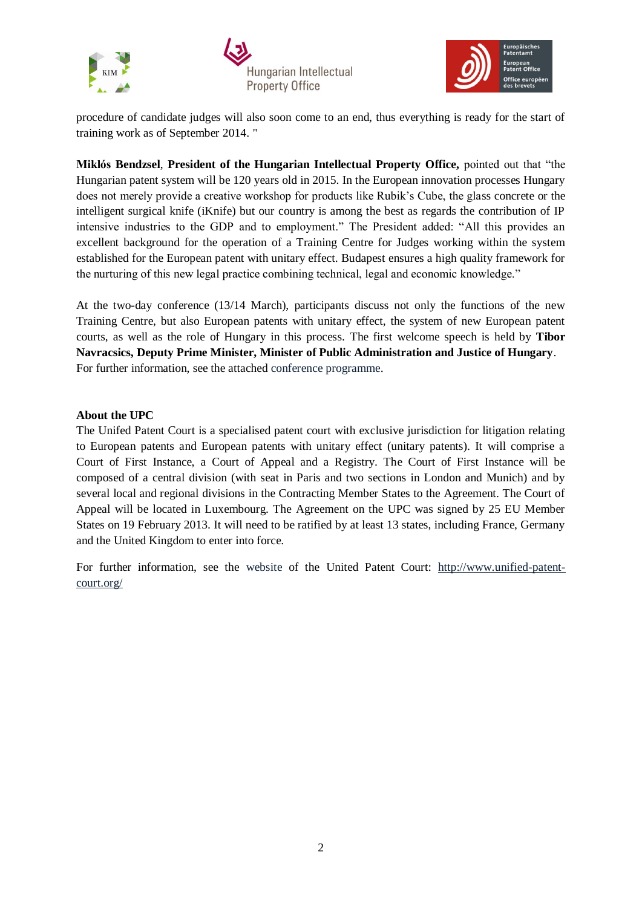procedure of candidate judges will also soon come to an end, thus everything is ready for the start of training work as of September 2014. "

**Miklós Bendzsel**, **President of the Hungarian Intellectual Property Office,** pointed out that "the Hungarian patent system will be 120 years old in 2015. In the European innovation processes Hungary does not merely provide a creative workshop for products like Rubik's Cube, the glass concrete or the intelligent surgical knife (iKnife) but our country is among the best as regards the contribution of IP intensive industries to the GDP and to employment." The President added: "All this provides an excellent background for the operation of a Training Centre for Judges working within the system established for the European patent with unitary effect. Budapest ensures a high quality framework for the nurturing of this new legal practice combining technical, legal and economic knowledge."

At the two-day conference (13/14 March), participants discuss not only the functions of the new Training Centre, but also European patents with unitary effect, the system of new European patent courts, as well as the role of Hungary in this process. The first welcome speech is held by **Tibor Navracsics, Deputy Prime Minister, Minister of Public Administration and Justice of Hungary**. For further information, see the attached conference programme.

**About the UPC**

The Unifed Patent Court is a specialised patent court with exclusive jurisdiction for litigation relating to European patents and European patents with unitary effect (unitary patents). It will comprise a Court of First Instance, a Court of Appeal and a Registry. The Court of First Instance will be composed of a central division (with seat in Paris and two sections in London and Munich) and by several local and regional divisions in the Contracting Member States to the Agreement. The Court of Appeal will be located in Luxembourg. The Agreement on the UPC was signed by 25 EU Member States on 19 February 2013. It will need to be ratified by at least 13 states, including France, Germany and the United Kingdom to enter into force.

For further information, see the website of the United Patent Court: http://www.unified-patent-court.org/